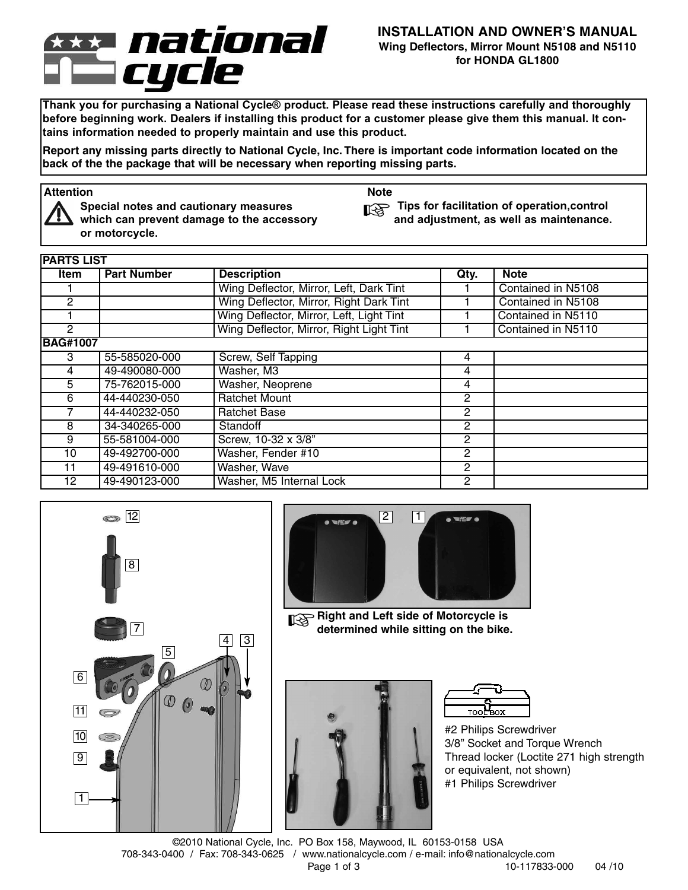# INSTALLATION AND OWNER'S MANUAL

**Wing Deflectors, Mirror Mount N5108 and N5110 for HONDA GL1800**

**Thank you for purchasing a National Cycle® product. Please read these instructions carefully and thoroughly before beginning work. Dealers if installing this product for a customer please give them this manual. It contains information needed to properly maintain and use this product.**

**Report any missing parts directly to National Cycle, Inc. There is important code information located on the back of the the package that will be necessary when reporting missing parts.**

**Attention**

**Special notes and cautionary measures which can prevent damage to the accessory or motorcycle.**

**Note**

**Tips for facilitation of operation,control and adjustment, as well as maintenance.**

**PARTS LIST**

| Item | Part Number | Description | Qty. | Note |
|---|---|---|---|---|
| 1 | | Wing Deflector, Mirror, Left, Dark Tint | 1 | Contained in N5108 |
| 2 | | Wing Deflector, Mirror, Right Dark Tint | 1 | Contained in N5108 |
| 1 | | Wing Deflector, Mirror, Left, Light Tint | 1 | Contained in N5110 |
| 2 | | Wing Deflector, Mirror, Right Light Tint | 1 | Contained in N5110 |
| **BAG#1007** | | | | |
| 3 | 55-585020-000 | Screw, Self Tapping | 4 | |
| 4 | 49-490080-000 | Washer, M3 | 4 | |
| 5 | 75-762015-000 | Washer, Neoprene | 4 | |
| 6 | 44-440230-050 | Ratchet Mount | 2 | |
| 7 | 44-440232-050 | Ratchet Base | 2 | |
| 8 | 34-340265-000 | Standoff | 2 | |
| 9 | 55-581004-000 | Screw, 10-32 x 3/8" | 2 | |
| 10 | 49-492700-000 | Washer, Fender #10 | 2 | |
| 11 | 49-491610-000 | Washer, Wave | 2 | |
| 12 | 49-490123-000 | Washer, M5 Internal Lock | 2 | |

**Right and Left side of Motorcycle is determined while sitting on the bike.**

TOOL BOX

#2 Philips Screwdriver
3/8" Socket and Torque Wrench
Thread locker (Loctite 271 high strength or equivalent, not shown)
#1 Philips Screwdriver

©2010 National Cycle, Inc. PO Box 158, Maywood, IL 60153-0158 USA
708-343-0400 / Fax: 708-343-0625 / www.nationalcycle.com / e-mail: info@nationalcycle.com
10-117833-000 04 /10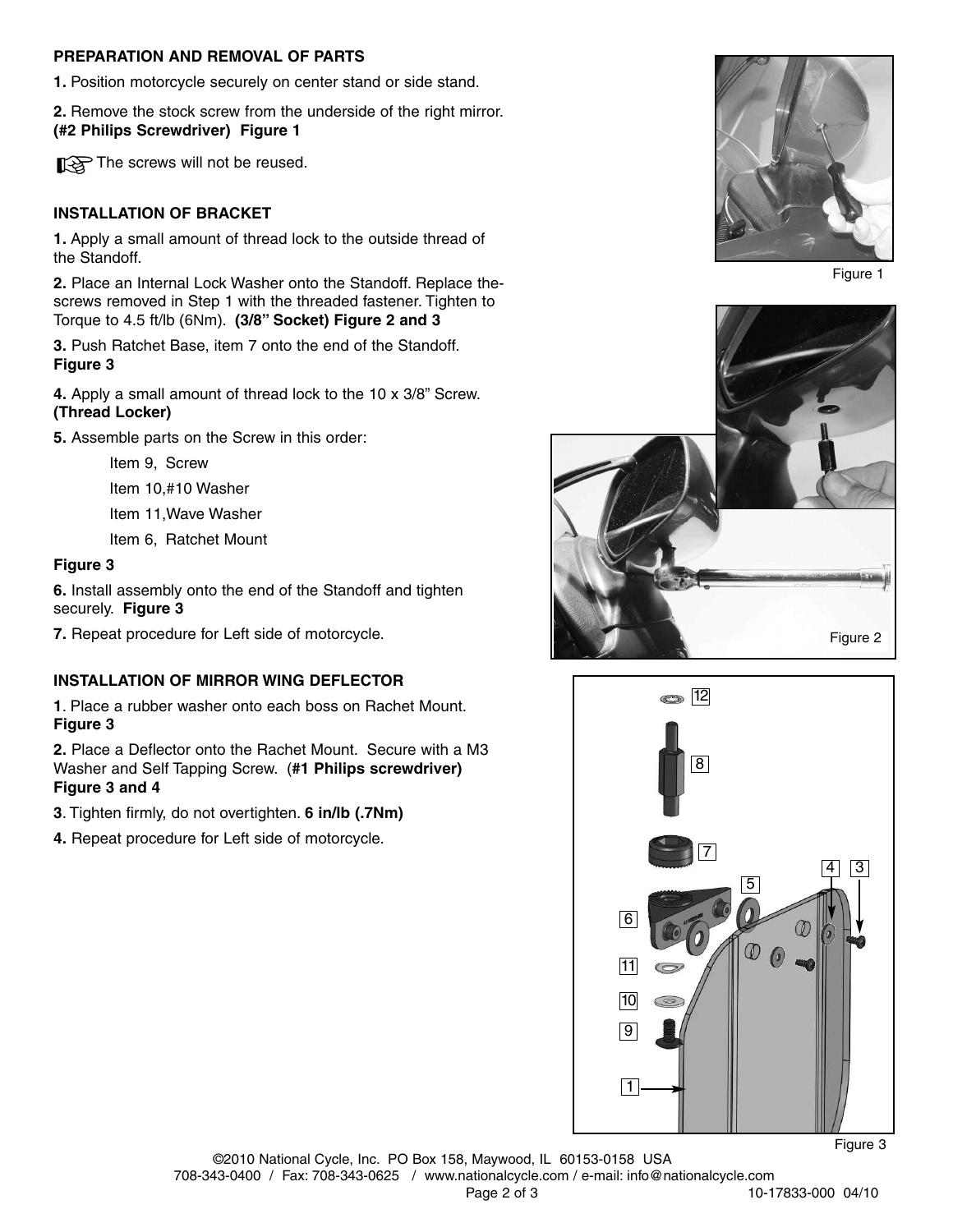## PREPARATION AND REMOVAL OF PARTS

**1.** Position motorcycle securely on center stand or side stand.

**2.** Remove the stock screw from the underside of the right mirror. **(#2 Philips Screwdriver) Figure 1**

☞ The screws will not be reused.

## INSTALLATION OF BRACKET

**1.** Apply a small amount of thread lock to the outside thread of the Standoff.

**2.** Place an Internal Lock Washer onto the Standoff. Replace the-screws removed in Step 1 with the threaded fastener. Tighten to Torque to 4.5 ft/lb (6Nm). **(3/8" Socket) Figure 2 and 3**

**3.** Push Ratchet Base, item 7 onto the end of the Standoff. **Figure 3**

**4.** Apply a small amount of thread lock to the 10 x 3/8" Screw. **(Thread Locker)**

**5.** Assemble parts on the Screw in this order:

- Item 9, Screw
- Item 10,#10 Washer
- Item 11,Wave Washer
- Item 6, Ratchet Mount

**Figure 3**

**6.** Install assembly onto the end of the Standoff and tighten securely. **Figure 3**

**7.** Repeat procedure for Left side of motorcycle.

## INSTALLATION OF MIRROR WING DEFLECTOR

**1**. Place a rubber washer onto each boss on Rachet Mount. **Figure 3**

**2.** Place a Deflector onto the Rachet Mount. Secure with a M3 Washer and Self Tapping Screw. (**#1 Philips screwdriver) Figure 3 and 4**

**3**. Tighten firmly, do not overtighten. **6 in/lb (.7Nm)**

**4.** Repeat procedure for Left side of motorcycle.

Figure 1

Figure 2

Figure 3

©2010 National Cycle, Inc. PO Box 158, Maywood, IL 60153-0158 USA
708-343-0400 / Fax: 708-343-0625 / www.nationalcycle.com / e-mail: info@nationalcycle.com
10-17833-000 04/10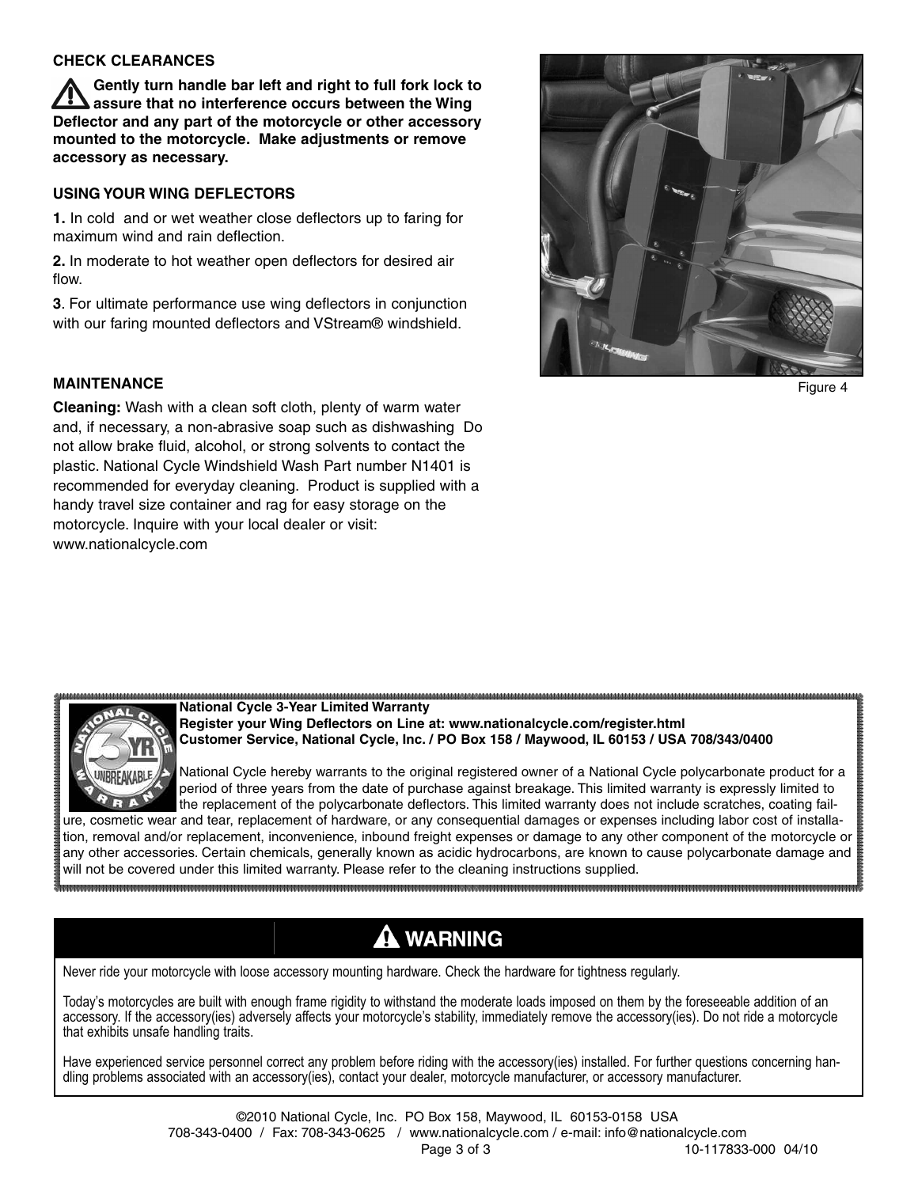## CHECK CLEARANCES

**Gently turn handle bar left and right to full fork lock to assure that no interference occurs between the Wing Deflector and any part of the motorcycle or other accessory mounted to the motorcycle. Make adjustments or remove accessory as necessary.**

## USING YOUR WING DEFLECTORS

**1.** In cold and or wet weather close deflectors up to faring for maximum wind and rain deflection.

**2.** In moderate to hot weather open deflectors for desired air flow.

**3**. For ultimate performance use wing deflectors in conjunction with our faring mounted deflectors and VStream® windshield.

Figure 4

## MAINTENANCE

**Cleaning:** Wash with a clean soft cloth, plenty of warm water and, if necessary, a non-abrasive soap such as dishwashing Do not allow brake fluid, alcohol, or strong solvents to contact the plastic. National Cycle Windshield Wash Part number N1401 is recommended for everyday cleaning. Product is supplied with a handy travel size container and rag for easy storage on the motorcycle. Inquire with your local dealer or visit: www.nationalcycle.com

**National Cycle 3-Year Limited Warranty**
**Register your Wing Deflectors on Line at: www.nationalcycle.com/register.html**
**Customer Service, National Cycle, Inc. / PO Box 158 / Maywood, IL 60153 / USA 708/343/0400**

National Cycle hereby warrants to the original registered owner of a National Cycle polycarbonate product for a period of three years from the date of purchase against breakage. This limited warranty is expressly limited to the replacement of the polycarbonate deflectors. This limited warranty does not include scratches, coating failure, cosmetic wear and tear, replacement of hardware, or any consequential damages or expenses including labor cost of installation, removal and/or replacement, inconvenience, inbound freight expenses or damage to any other component of the motorcycle or any other accessories. Certain chemicals, generally known as acidic hydrocarbons, are known to cause polycarbonate damage and will not be covered under this limited warranty. Please refer to the cleaning instructions supplied.

## WARNING

Never ride your motorcycle with loose accessory mounting hardware. Check the hardware for tightness regularly.

Today's motorcycles are built with enough frame rigidity to withstand the moderate loads imposed on them by the foreseeable addition of an accessory. If the accessory(ies) adversely affects your motorcycle's stability, immediately remove the accessory(ies). Do not ride a motorcycle that exhibits unsafe handling traits.

Have experienced service personnel correct any problem before riding with the accessory(ies) installed. For further questions concerning handling problems associated with an accessory(ies), contact your dealer, motorcycle manufacturer, or accessory manufacturer.

©2010 National Cycle, Inc. PO Box 158, Maywood, IL 60153-0158 USA
708-343-0400 / Fax: 708-343-0625 / www.nationalcycle.com / e-mail: info@nationalcycle.com
10-117833-000 04/10